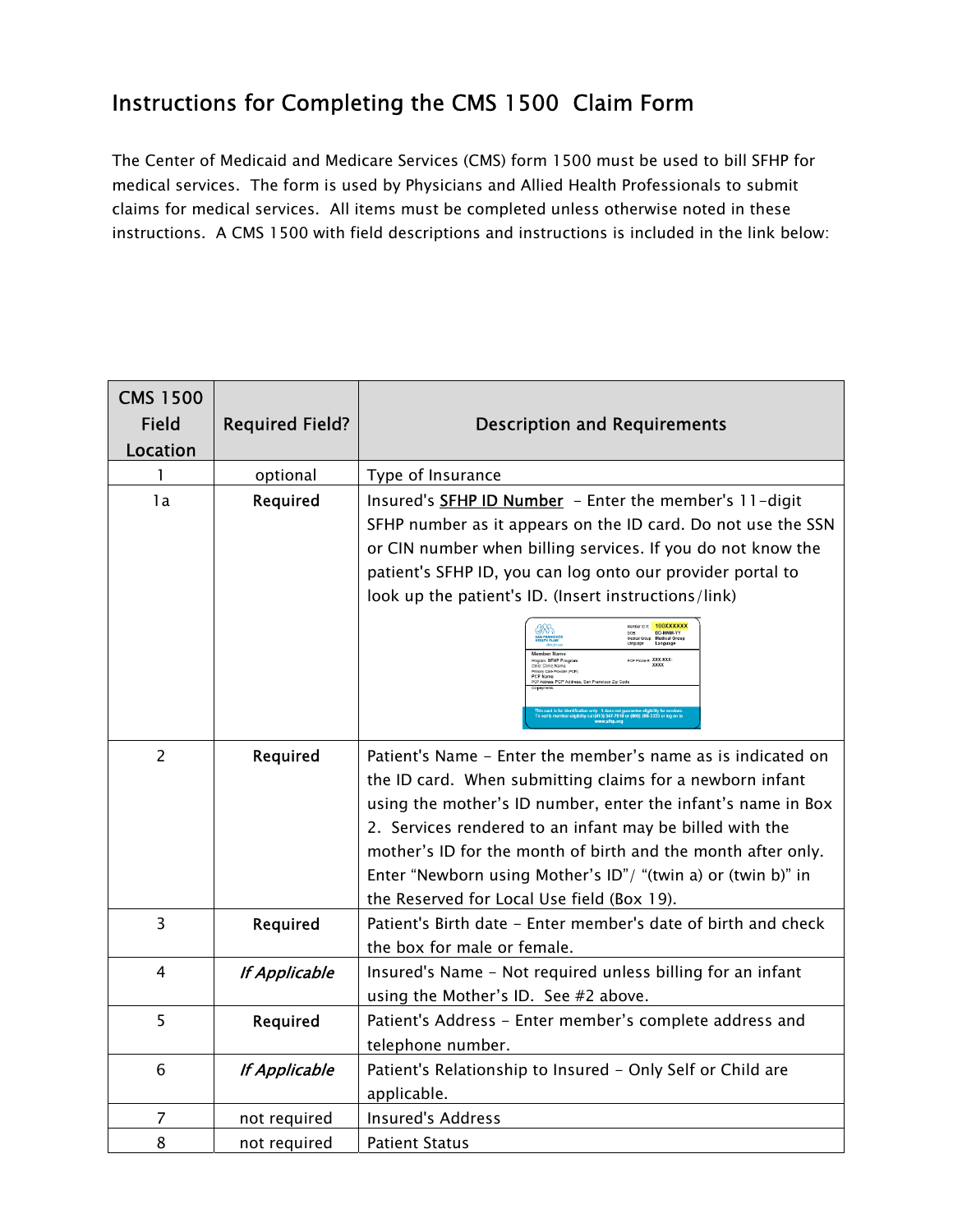# Instructions for Completing the CMS 1500 Claim Form

The Center of Medicaid and Medicare Services (CMS) form 1500 must be used to bill SFHP for medical services. The form is used by Physicians and Allied Health Professionals to submit claims for medical services. All items must be completed unless otherwise noted in these instructions. A CMS 1500 with field descriptions and instructions is included in the link below:

| CMS 1500 Field Location | Required Field? | Description and Requirements |
|---|---|---|
| 1 | optional | Type of Insurance |
| 1a | **Required** | Insured's SFHP ID Number - Enter the member's 11-digit SFHP number as it appears on the ID card. Do not use the SSN or CIN number when billing services. If you do not know the patient's SFHP ID, you can log onto our provider portal to look up the patient's ID. (Insert instructions/link) |
| 2 | **Required** | Patient's Name - Enter the member's name as is indicated on the ID card. When submitting claims for a newborn infant using the mother's ID number, enter the infant's name in Box 2. Services rendered to an infant may be billed with the mother's ID for the month of birth and the month after only. Enter "Newborn using Mother's ID"/ "(twin a) or (twin b)" in the Reserved for Local Use field (Box 19). |
| 3 | **Required** | Patient's Birth date - Enter member's date of birth and check the box for male or female. |
| 4 | *If Applicable* | Insured's Name - Not required unless billing for an infant using the Mother's ID. See #2 above. |
| 5 | **Required** | Patient's Address - Enter member's complete address and telephone number. |
| 6 | *If Applicable* | Patient's Relationship to Insured - Only Self or Child are applicable. |
| 7 | not required | Insured's Address |
| 8 | not required | Patient Status |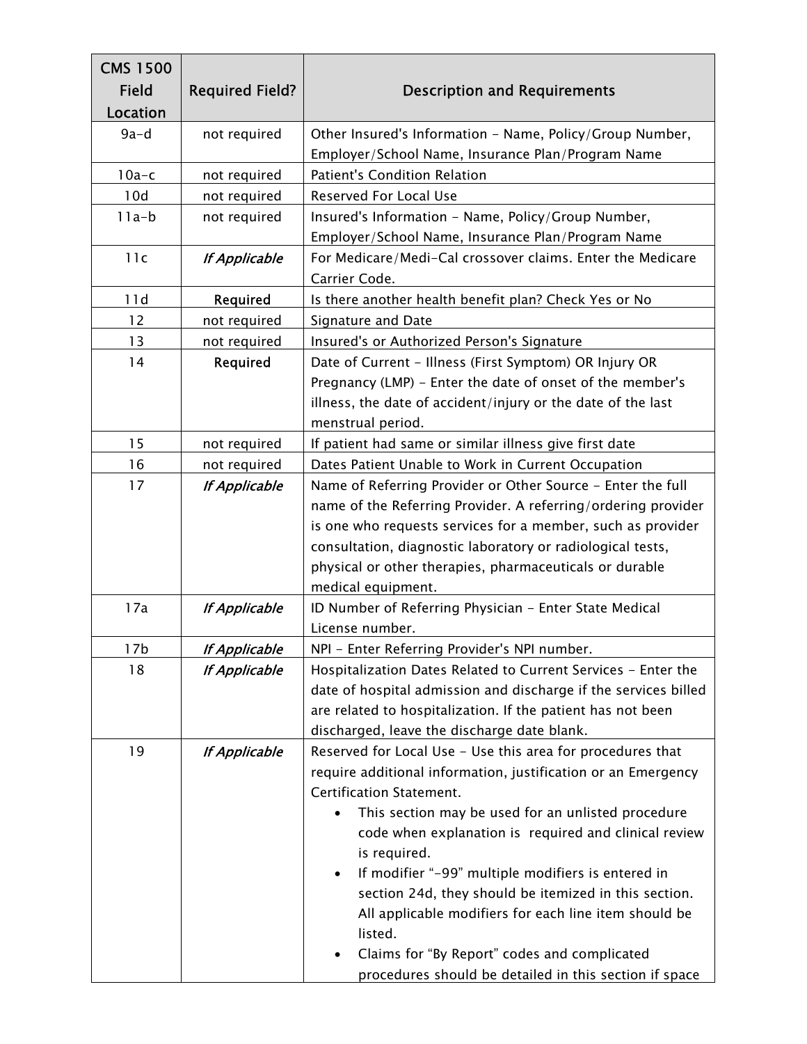| CMS 1500 Field Location | Required Field? | Description and Requirements |
|---|---|---|
| 9a-d | not required | Other Insured's Information - Name, Policy/Group Number, Employer/School Name, Insurance Plan/Program Name |
| 10a-c | not required | Patient's Condition Relation |
| 10d | not required | Reserved For Local Use |
| 11a-b | not required | Insured's Information - Name, Policy/Group Number, Employer/School Name, Insurance Plan/Program Name |
| 11c | *If Applicable* | For Medicare/Medi-Cal crossover claims. Enter the Medicare Carrier Code. |
| 11d | Required | Is there another health benefit plan? Check Yes or No |
| 12 | not required | Signature and Date |
| 13 | not required | Insured's or Authorized Person's Signature |
| 14 | Required | Date of Current - Illness (First Symptom) OR Injury OR Pregnancy (LMP) - Enter the date of onset of the member's illness, the date of accident/injury or the date of the last menstrual period. |
| 15 | not required | If patient had same or similar illness give first date |
| 16 | not required | Dates Patient Unable to Work in Current Occupation |
| 17 | *If Applicable* | Name of Referring Provider or Other Source - Enter the full name of the Referring Provider. A referring/ordering provider is one who requests services for a member, such as provider consultation, diagnostic laboratory or radiological tests, physical or other therapies, pharmaceuticals or durable medical equipment. |
| 17a | *If Applicable* | ID Number of Referring Physician - Enter State Medical License number. |
| 17b | *If Applicable* | NPI - Enter Referring Provider's NPI number. |
| 18 | *If Applicable* | Hospitalization Dates Related to Current Services - Enter the date of hospital admission and discharge if the services billed are related to hospitalization. If the patient has not been discharged, leave the discharge date blank. |
| 19 | *If Applicable* | Reserved for Local Use - Use this area for procedures that require additional information, justification or an Emergency Certification Statement. <br>• This section may be used for an unlisted procedure code when explanation is required and clinical review is required. <br>• If modifier "-99" multiple modifiers is entered in section 24d, they should be itemized in this section. All applicable modifiers for each line item should be listed. <br>• Claims for "By Report" codes and complicated procedures should be detailed in this section if space |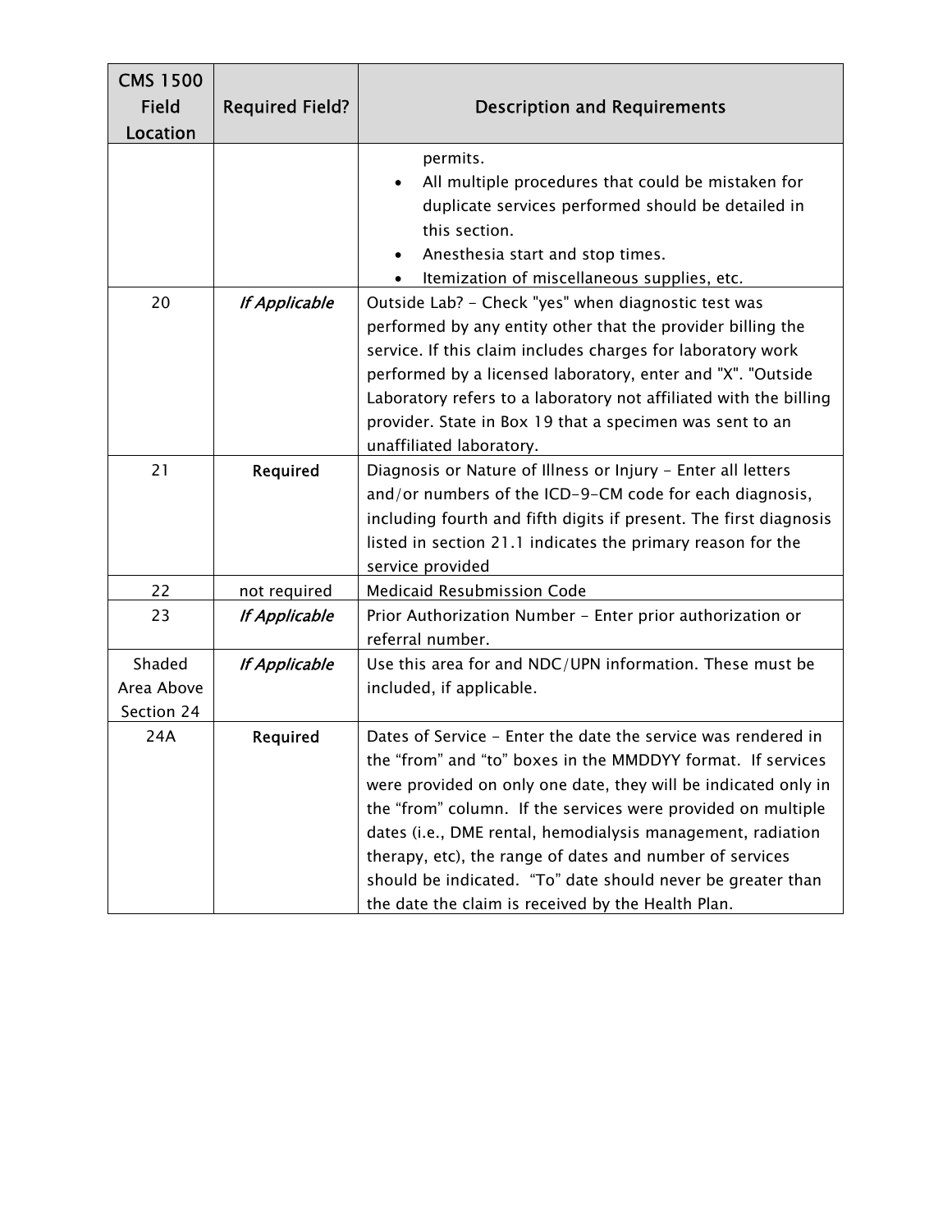| CMS 1500 Field Location | Required Field? | Description and Requirements |
| --- | --- | --- |
| | | permits.<br>• All multiple procedures that could be mistaken for duplicate services performed should be detailed in this section.<br>• Anesthesia start and stop times.<br>• Itemization of miscellaneous supplies, etc. |
| 20 | *If Applicable* | Outside Lab? - Check "yes" when diagnostic test was performed by any entity other that the provider billing the service. If this claim includes charges for laboratory work performed by a licensed laboratory, enter and "X". "Outside Laboratory refers to a laboratory not affiliated with the billing provider. State in Box 19 that a specimen was sent to an unaffiliated laboratory. |
| 21 | Required | Diagnosis or Nature of Illness or Injury - Enter all letters and/or numbers of the ICD-9-CM code for each diagnosis, including fourth and fifth digits if present. The first diagnosis listed in section 21.1 indicates the primary reason for the service provided |
| 22 | not required | Medicaid Resubmission Code |
| 23 | *If Applicable* | Prior Authorization Number - Enter prior authorization or referral number. |
| Shaded Area Above Section 24 | *If Applicable* | Use this area for and NDC/UPN information. These must be included, if applicable. |
| 24A | Required | Dates of Service - Enter the date the service was rendered in the “from” and “to” boxes in the MMDDYY format. If services were provided on only one date, they will be indicated only in the “from” column. If the services were provided on multiple dates (i.e., DME rental, hemodialysis management, radiation therapy, etc), the range of dates and number of services should be indicated. “To” date should never be greater than the date the claim is received by the Health Plan. |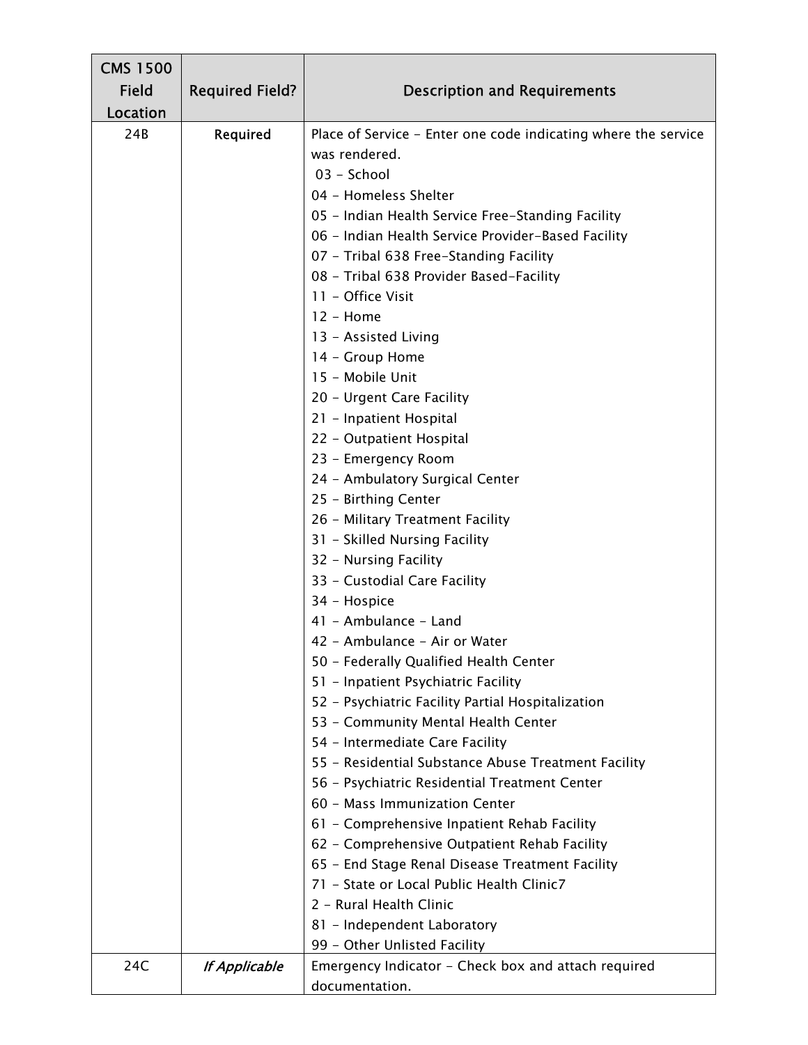| CMS 1500 Field Location | Required Field? | Description and Requirements |
|---|---|---|
| 24B | **Required** | Place of Service - Enter one code indicating where the service was rendered.<br>03 - School<br>04 - Homeless Shelter<br>05 - Indian Health Service Free-Standing Facility<br>06 - Indian Health Service Provider-Based Facility<br>07 - Tribal 638 Free-Standing Facility<br>08 - Tribal 638 Provider Based-Facility<br>11 - Office Visit<br>12 - Home<br>13 - Assisted Living<br>14 - Group Home<br>15 - Mobile Unit<br>20 - Urgent Care Facility<br>21 - Inpatient Hospital<br>22 - Outpatient Hospital<br>23 - Emergency Room<br>24 - Ambulatory Surgical Center<br>25 - Birthing Center<br>26 - Military Treatment Facility<br>31 - Skilled Nursing Facility<br>32 - Nursing Facility<br>33 - Custodial Care Facility<br>34 - Hospice<br>41 - Ambulance - Land<br>42 - Ambulance - Air or Water<br>50 - Federally Qualified Health Center<br>51 - Inpatient Psychiatric Facility<br>52 - Psychiatric Facility Partial Hospitalization<br>53 - Community Mental Health Center<br>54 - Intermediate Care Facility<br>55 - Residential Substance Abuse Treatment Facility<br>56 - Psychiatric Residential Treatment Center<br>60 - Mass Immunization Center<br>61 - Comprehensive Inpatient Rehab Facility<br>62 - Comprehensive Outpatient Rehab Facility<br>65 - End Stage Renal Disease Treatment Facility<br>71 - State or Local Public Health Clinic7<br>2 - Rural Health Clinic<br>81 - Independent Laboratory<br>99 - Other Unlisted Facility |
| 24C | *If Applicable* | Emergency Indicator - Check box and attach required documentation. |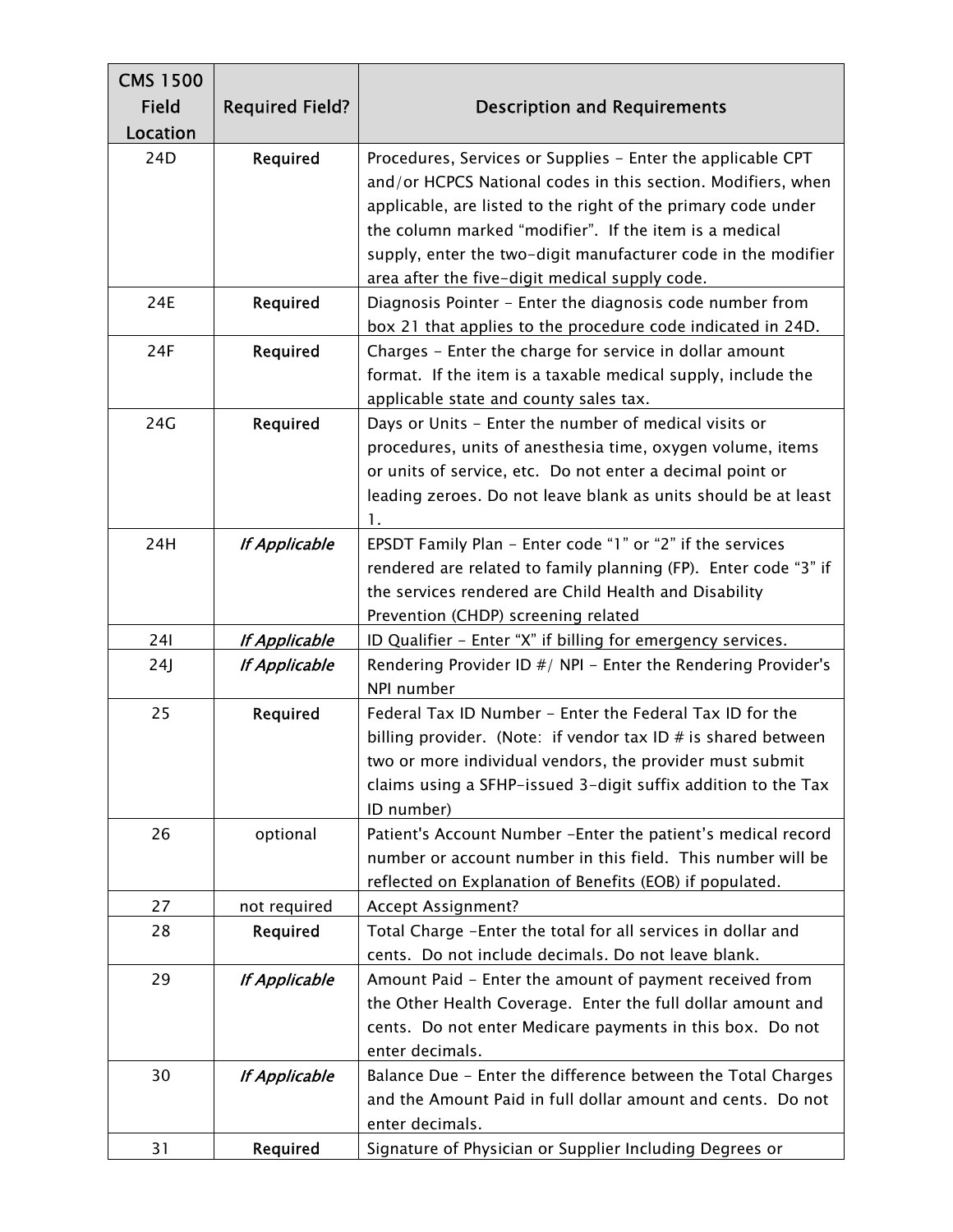| CMS 1500 Field Location | Required Field? | Description and Requirements |
|---|---|---|
| 24D | **Required** | Procedures, Services or Supplies - Enter the applicable CPT and/or HCPCS National codes in this section. Modifiers, when applicable, are listed to the right of the primary code under the column marked "modifier". If the item is a medical supply, enter the two-digit manufacturer code in the modifier area after the five-digit medical supply code. |
| 24E | **Required** | Diagnosis Pointer - Enter the diagnosis code number from box 21 that applies to the procedure code indicated in 24D. |
| 24F | **Required** | Charges - Enter the charge for service in dollar amount format. If the item is a taxable medical supply, include the applicable state and county sales tax. |
| 24G | **Required** | Days or Units - Enter the number of medical visits or procedures, units of anesthesia time, oxygen volume, items or units of service, etc. Do not enter a decimal point or leading zeroes. Do not leave blank as units should be at least 1. |
| 24H | *If Applicable* | EPSDT Family Plan - Enter code "1" or "2" if the services rendered are related to family planning (FP). Enter code "3" if the services rendered are Child Health and Disability Prevention (CHDP) screening related |
| 24I | *If Applicable* | ID Qualifier - Enter "X" if billing for emergency services. |
| 24J | *If Applicable* | Rendering Provider ID #/ NPI - Enter the Rendering Provider's NPI number |
| 25 | **Required** | Federal Tax ID Number - Enter the Federal Tax ID for the billing provider. (Note: if vendor tax ID # is shared between two or more individual vendors, the provider must submit claims using a SFHP-issued 3-digit suffix addition to the Tax ID number) |
| 26 | optional | Patient's Account Number -Enter the patient's medical record number or account number in this field. This number will be reflected on Explanation of Benefits (EOB) if populated. |
| 27 | not required | Accept Assignment? |
| 28 | **Required** | Total Charge -Enter the total for all services in dollar and cents. Do not include decimals. Do not leave blank. |
| 29 | *If Applicable* | Amount Paid - Enter the amount of payment received from the Other Health Coverage. Enter the full dollar amount and cents. Do not enter Medicare payments in this box. Do not enter decimals. |
| 30 | *If Applicable* | Balance Due - Enter the difference between the Total Charges and the Amount Paid in full dollar amount and cents. Do not enter decimals. |
| 31 | **Required** | Signature of Physician or Supplier Including Degrees or |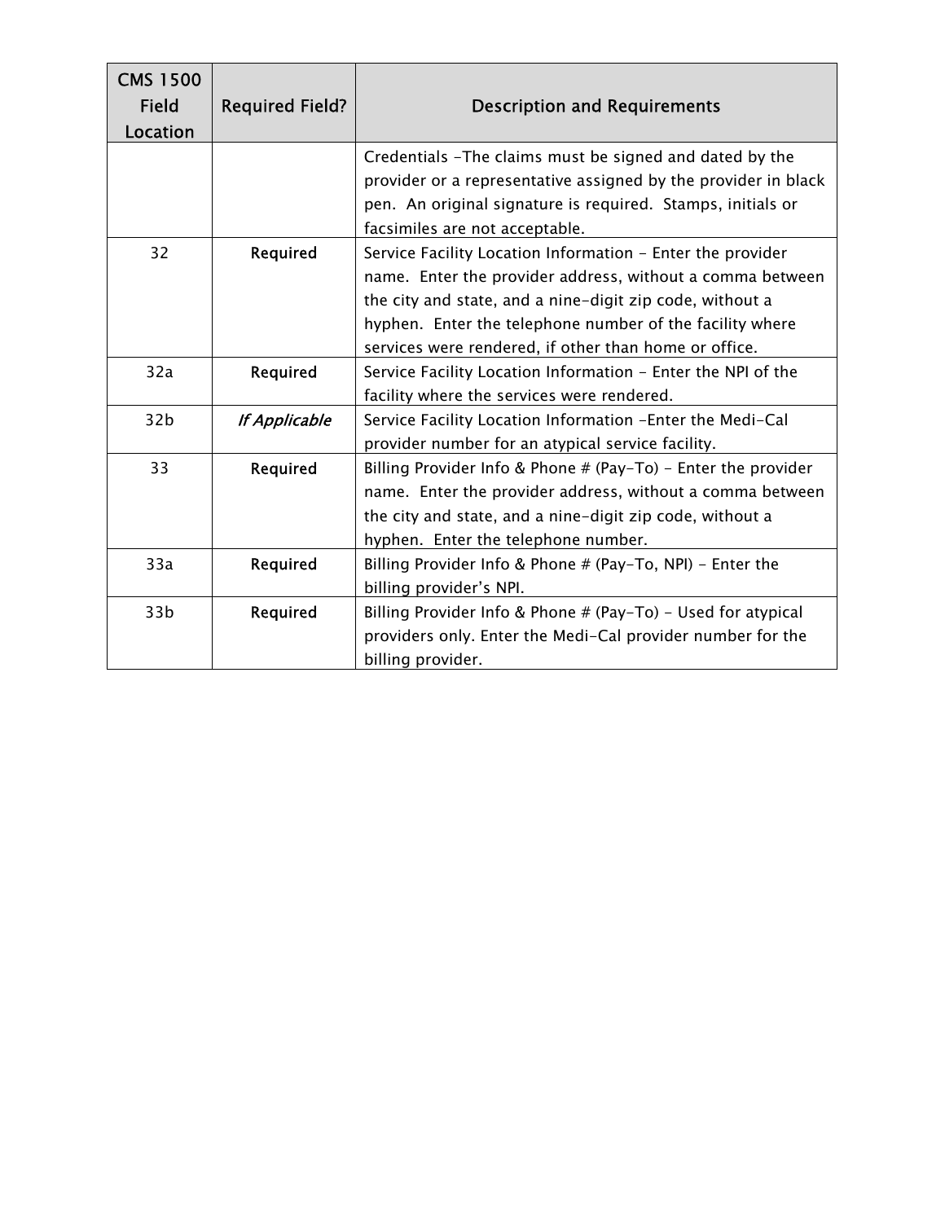| CMS 1500 Field Location | Required Field? | Description and Requirements |
| --- | --- | --- |
| | | Credentials -The claims must be signed and dated by the provider or a representative assigned by the provider in black pen. An original signature is required. Stamps, initials or facsimiles are not acceptable. |
| 32 | **Required** | Service Facility Location Information - Enter the provider name. Enter the provider address, without a comma between the city and state, and a nine-digit zip code, without a hyphen. Enter the telephone number of the facility where services were rendered, if other than home or office. |
| 32a | **Required** | Service Facility Location Information - Enter the NPI of the facility where the services were rendered. |
| 32b | *If Applicable* | Service Facility Location Information -Enter the Medi-Cal provider number for an atypical service facility. |
| 33 | **Required** | Billing Provider Info & Phone # (Pay-To) - Enter the provider name. Enter the provider address, without a comma between the city and state, and a nine-digit zip code, without a hyphen. Enter the telephone number. |
| 33a | **Required** | Billing Provider Info & Phone # (Pay-To, NPI) - Enter the billing provider's NPI. |
| 33b | **Required** | Billing Provider Info & Phone # (Pay-To) - Used for atypical providers only. Enter the Medi-Cal provider number for the billing provider. |